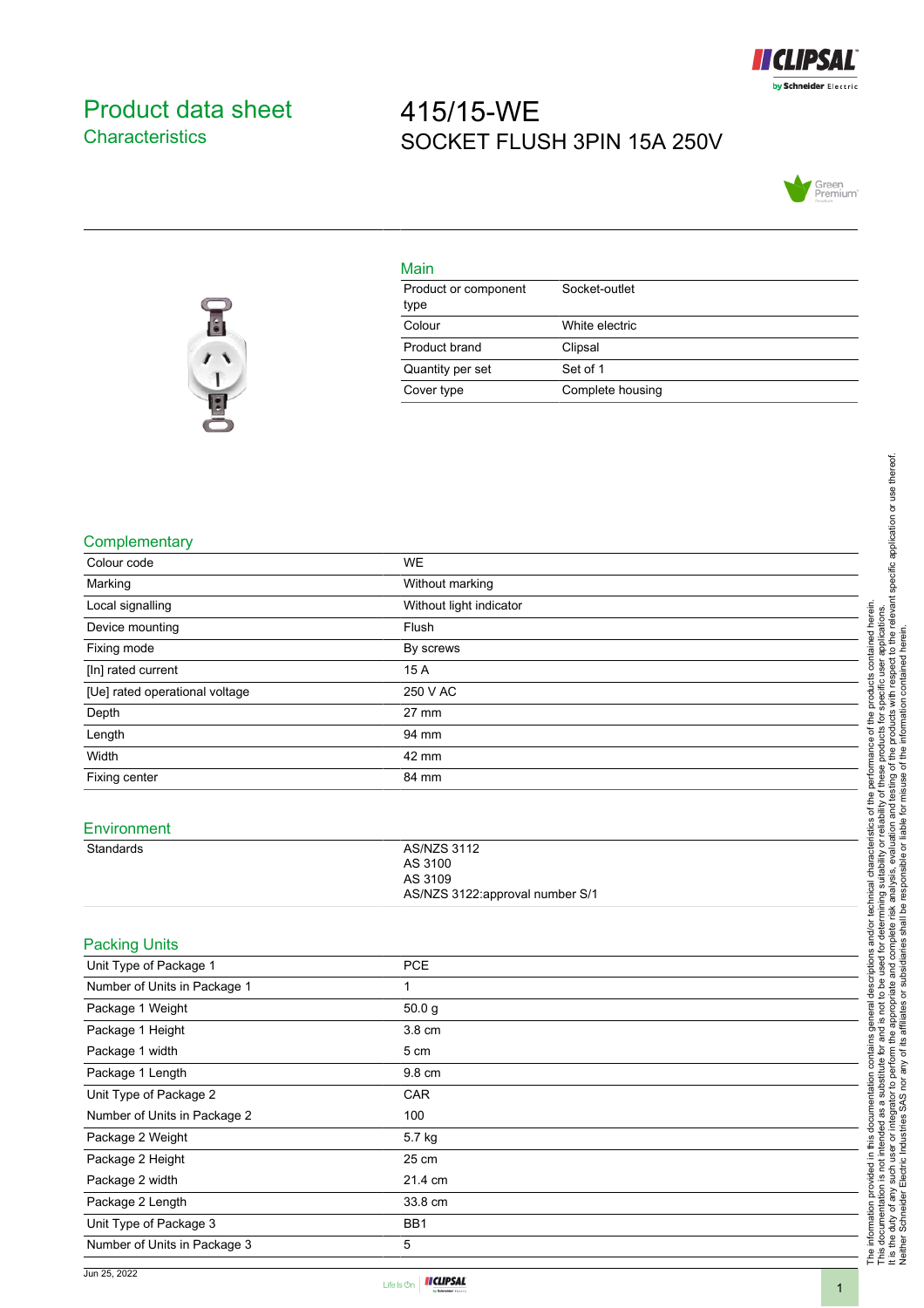# Product data sheet
## Characteristics

# 415/15-WE
SOCKET FLUSH 3PIN 15A 250V

## Main

| | |
|---|---|
| Product or component type | Socket-outlet |
| Colour | White electric |
| Product brand | Clipsal |
| Quantity per set | Set of 1 |
| Cover type | Complete housing |

## Complementary

| | |
|---|---|
| Colour code | WE |
| Marking | Without marking |
| Local signalling | Without light indicator |
| Device mounting | Flush |
| Fixing mode | By screws |
| [In] rated current | 15 A |
| [Ue] rated operational voltage | 250 V AC |
| Depth | 27 mm |
| Length | 94 mm |
| Width | 42 mm |
| Fixing center | 84 mm |

## Environment

| | |
|---|---|
| Standards | AS/NZS 3112<br>AS 3100<br>AS 3109<br>AS/NZS 3122:approval number S/1 |

## Packing Units

| | |
|---|---|
| Unit Type of Package 1 | PCE |
| Number of Units in Package 1 | 1 |
| Package 1 Weight | 50.0 g |
| Package 1 Height | 3.8 cm |
| Package 1 width | 5 cm |
| Package 1 Length | 9.8 cm |
| Unit Type of Package 2 | CAR |
| Number of Units in Package 2 | 100 |
| Package 2 Weight | 5.7 kg |
| Package 2 Height | 25 cm |
| Package 2 width | 21.4 cm |
| Package 2 Length | 33.8 cm |
| Unit Type of Package 3 | BB1 |
| Number of Units in Package 3 | 5 |

The information provided in this documentation contains general descriptions and/or technical characteristics of the performance of the products contained herein. This documentation is not intended as a substitute for and is not to be used for determining suitability or reliability of these products for specific user applications. It is the duty of any such user or integrator to perform the appropriate and complete risk analysis, evaluation and testing of the products with respect to the relevant specific application or use thereof. Neither Schneider Electric Industries SAS nor any of its affiliates or subsidiaries shall be responsible or liable for misuse of the information contained herein.

Jun 25, 2022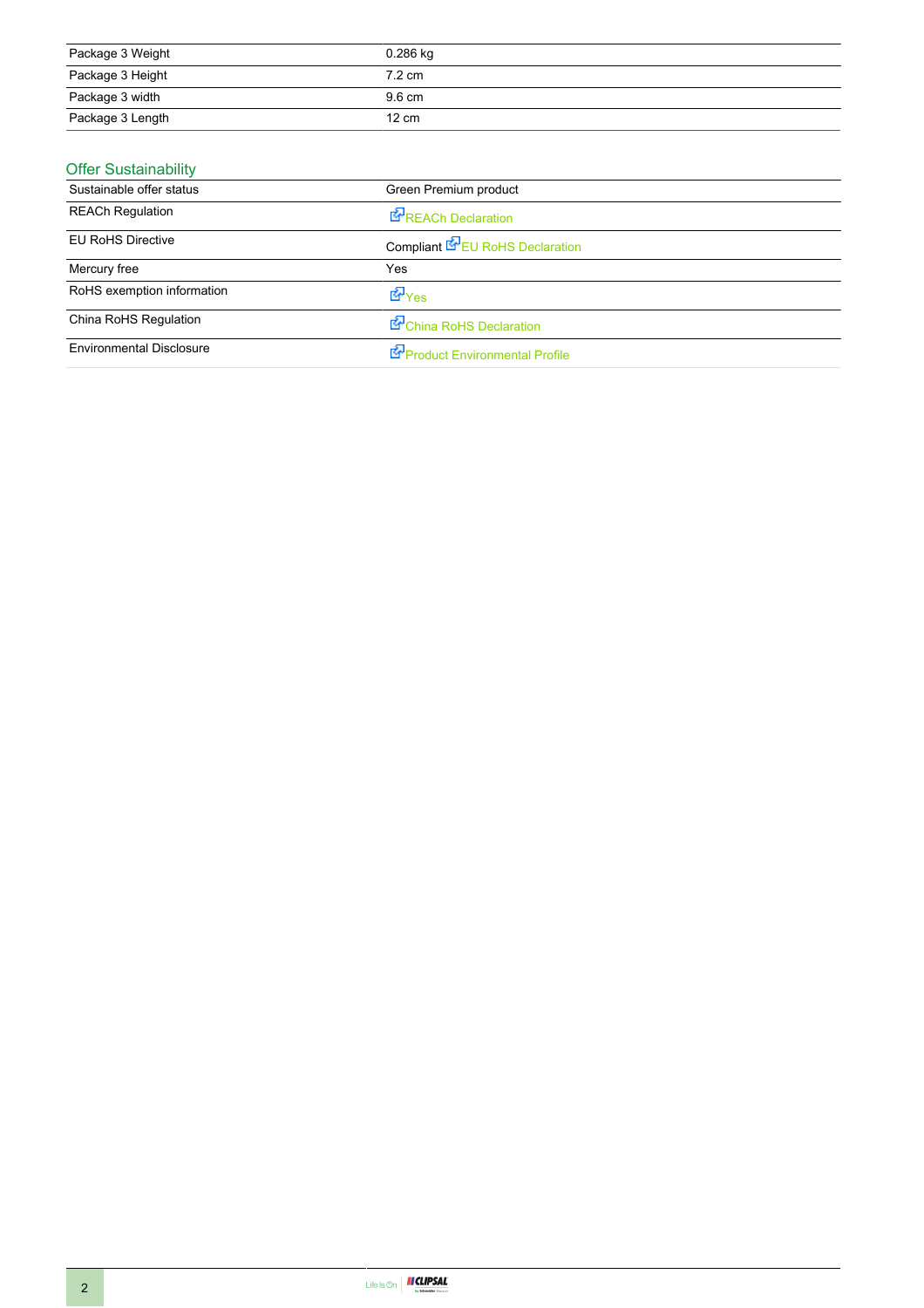| | |
|---|---|
| Package 3 Weight | 0.286 kg |
| Package 3 Height | 7.2 cm |
| Package 3 width | 9.6 cm |
| Package 3 Length | 12 cm |

## Offer Sustainability

| | |
|---|---|
| Sustainable offer status | Green Premium product |
| REACh Regulation | REACh Declaration |
| EU RoHS Directive | Compliant EU RoHS Declaration |
| Mercury free | Yes |
| RoHS exemption information | Yes |
| China RoHS Regulation | China RoHS Declaration |
| Environmental Disclosure | Product Environmental Profile |